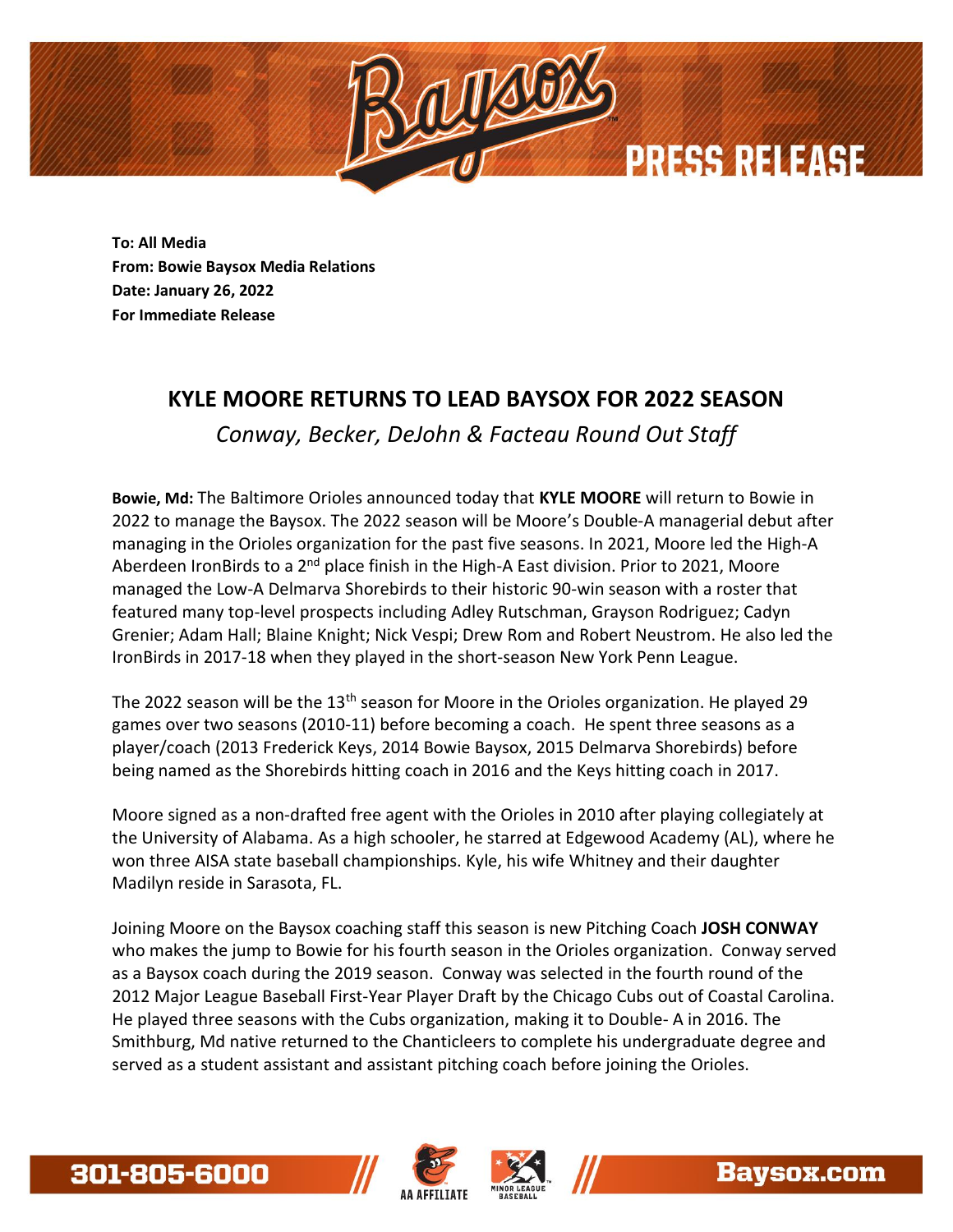**To: All Media**
**From: Bowie Baysox Media Relations**
**Date: January 26, 2022**
**For Immediate Release**

# KYLE MOORE RETURNS TO LEAD BAYSOX FOR 2022 SEASON

*Conway, Becker, DeJohn & Facteau Round Out Staff*

**Bowie, Md:** The Baltimore Orioles announced today that **KYLE MOORE** will return to Bowie in 2022 to manage the Baysox. The 2022 season will be Moore's Double-A managerial debut after managing in the Orioles organization for the past five seasons. In 2021, Moore led the High-A Aberdeen IronBirds to a 2nd place finish in the High-A East division. Prior to 2021, Moore managed the Low-A Delmarva Shorebirds to their historic 90-win season with a roster that featured many top-level prospects including Adley Rutschman, Grayson Rodriguez; Cadyn Grenier; Adam Hall; Blaine Knight; Nick Vespi; Drew Rom and Robert Neustrom. He also led the IronBirds in 2017-18 when they played in the short-season New York Penn League.

The 2022 season will be the 13th season for Moore in the Orioles organization. He played 29 games over two seasons (2010-11) before becoming a coach. He spent three seasons as a player/coach (2013 Frederick Keys, 2014 Bowie Baysox, 2015 Delmarva Shorebirds) before being named as the Shorebirds hitting coach in 2016 and the Keys hitting coach in 2017.

Moore signed as a non-drafted free agent with the Orioles in 2010 after playing collegiately at the University of Alabama. As a high schooler, he starred at Edgewood Academy (AL), where he won three AISA state baseball championships. Kyle, his wife Whitney and their daughter Madilyn reside in Sarasota, FL.

Joining Moore on the Baysox coaching staff this season is new Pitching Coach **JOSH CONWAY** who makes the jump to Bowie for his fourth season in the Orioles organization. Conway served as a Baysox coach during the 2019 season. Conway was selected in the fourth round of the 2012 Major League Baseball First-Year Player Draft by the Chicago Cubs out of Coastal Carolina. He played three seasons with the Cubs organization, making it to Double- A in 2016. The Smithburg, Md native returned to the Chanticleers to complete his undergraduate degree and served as a student assistant and assistant pitching coach before joining the Orioles.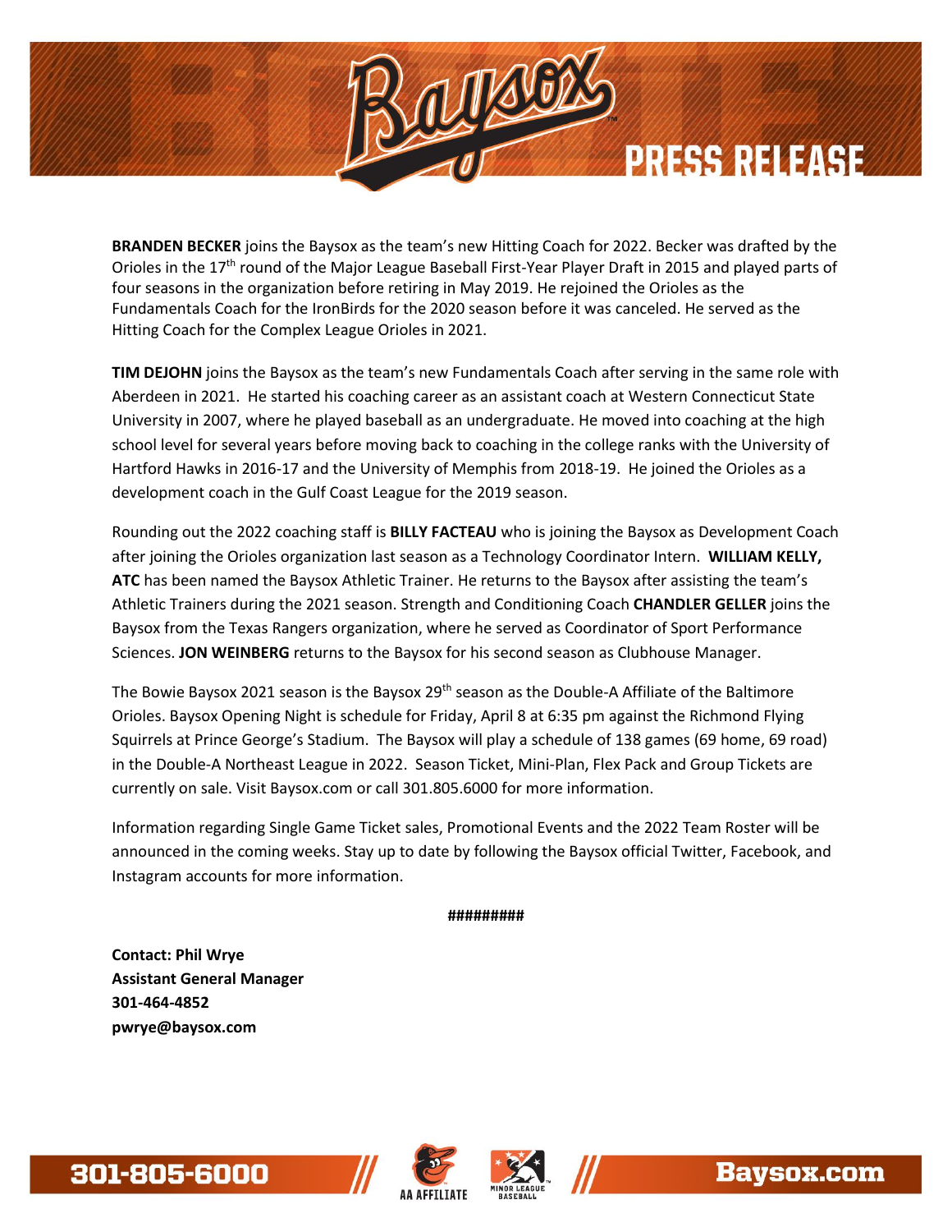**BRANDEN BECKER** joins the Baysox as the team's new Hitting Coach for 2022. Becker was drafted by the Orioles in the 17th round of the Major League Baseball First-Year Player Draft in 2015 and played parts of four seasons in the organization before retiring in May 2019. He rejoined the Orioles as the Fundamentals Coach for the IronBirds for the 2020 season before it was canceled. He served as the Hitting Coach for the Complex League Orioles in 2021.

**TIM DEJOHN** joins the Baysox as the team's new Fundamentals Coach after serving in the same role with Aberdeen in 2021. He started his coaching career as an assistant coach at Western Connecticut State University in 2007, where he played baseball as an undergraduate. He moved into coaching at the high school level for several years before moving back to coaching in the college ranks with the University of Hartford Hawks in 2016-17 and the University of Memphis from 2018-19. He joined the Orioles as a development coach in the Gulf Coast League for the 2019 season.

Rounding out the 2022 coaching staff is **BILLY FACTEAU** who is joining the Baysox as Development Coach after joining the Orioles organization last season as a Technology Coordinator Intern. **WILLIAM KELLY, ATC** has been named the Baysox Athletic Trainer. He returns to the Baysox after assisting the team's Athletic Trainers during the 2021 season. Strength and Conditioning Coach **CHANDLER GELLER** joins the Baysox from the Texas Rangers organization, where he served as Coordinator of Sport Performance Sciences. **JON WEINBERG** returns to the Baysox for his second season as Clubhouse Manager.

The Bowie Baysox 2021 season is the Baysox 29th season as the Double-A Affiliate of the Baltimore Orioles. Baysox Opening Night is schedule for Friday, April 8 at 6:35 pm against the Richmond Flying Squirrels at Prince George's Stadium. The Baysox will play a schedule of 138 games (69 home, 69 road) in the Double-A Northeast League in 2022. Season Ticket, Mini-Plan, Flex Pack and Group Tickets are currently on sale. Visit Baysox.com or call 301.805.6000 for more information.

Information regarding Single Game Ticket sales, Promotional Events and the 2022 Team Roster will be announced in the coming weeks. Stay up to date by following the Baysox official Twitter, Facebook, and Instagram accounts for more information.

**#########**

**Contact: Phil Wrye**
**Assistant General Manager**
**301-464-4852**
**pwrye@baysox.com**